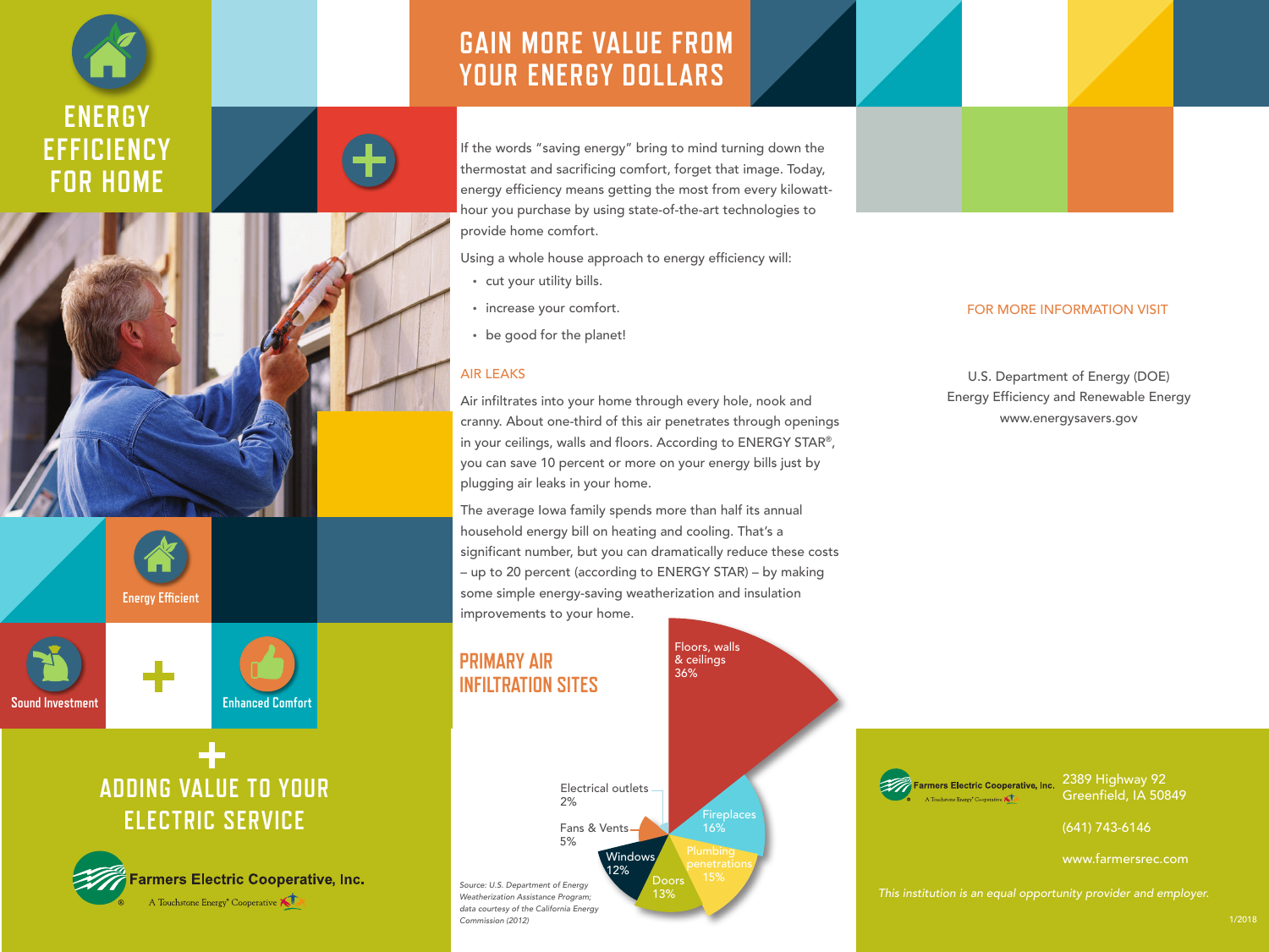# ENERGY EFFICIENCY FOR HOME

Energy Efficient

Sound Investment

Enhanced Comfort

## ADDING VALUE TO YOUR ELECTRIC SERVICE

Farmers Electric Cooperative, Inc.
A Touchstone Energy® Cooperative

## GAIN MORE VALUE FROM YOUR ENERGY DOLLARS

If the words "saving energy" bring to mind turning down the thermostat and sacrificing comfort, forget that image. Today, energy efficiency means getting the most from every kilowatt-hour you purchase by using state-of-the-art technologies to provide home comfort.

Using a whole house approach to energy efficiency will:

- cut your utility bills.
- increase your comfort.
- be good for the planet!

### AIR LEAKS

Air infiltrates into your home through every hole, nook and cranny. About one-third of this air penetrates through openings in your ceilings, walls and floors. According to ENERGY STAR®, you can save 10 percent or more on your energy bills just by plugging air leaks in your home.

The average Iowa family spends more than half its annual household energy bill on heating and cooling. That's a significant number, but you can dramatically reduce these costs – up to 20 percent (according to ENERGY STAR) – by making some simple energy-saving weatherization and insulation improvements to your home.

### PRIMARY AIR INFILTRATION SITES

| Site | Percent |
| --- | --- |
| Floors, walls & ceilings | 36% |
| Fireplaces | 16% |
| Plumbing penetrations | 15% |
| Doors | 13% |
| Windows | 12% |
| Fans & Vents | 5% |
| Electrical outlets | 2% |

*Source: U.S. Department of Energy Weatherization Assistance Program; data courtesy of the California Energy Commission (2012)*

FOR MORE INFORMATION VISIT

U.S. Department of Energy (DOE)
Energy Efficiency and Renewable Energy
www.energysavers.gov

Farmers Electric Cooperative, Inc.
A Touchstone Energy® Cooperative

2389 Highway 92
Greenfield, IA 50849

(641) 743-6146

www.farmersrec.com

*This institution is an equal opportunity provider and employer.*

1/2018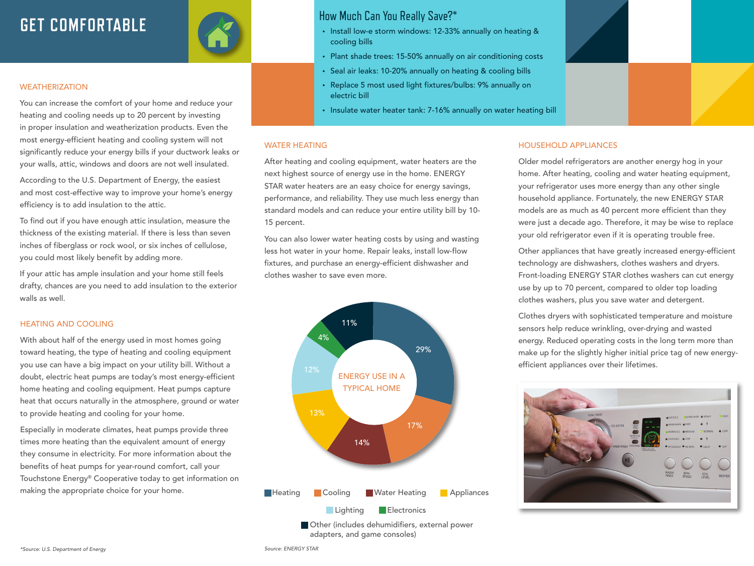# GET COMFORTABLE

## How Much Can You Really Save?*

- Install low-e storm windows: 12-33% annually on heating & cooling bills
- Plant shade trees: 15-50% annually on air conditioning costs
- Seal air leaks: 10-20% annually on heating & cooling bills
- Replace 5 most used light fixtures/bulbs: 9% annually on electric bill
- Insulate water heater tank: 7-16% annually on water heating bill

## WEATHERIZATION

You can increase the comfort of your home and reduce your heating and cooling needs up to 20 percent by investing in proper insulation and weatherization products. Even the most energy-efficient heating and cooling system will not significantly reduce your energy bills if your ductwork leaks or your walls, attic, windows and doors are not well insulated.

According to the U.S. Department of Energy, the easiest and most cost-effective way to improve your home's energy efficiency is to add insulation to the attic.

To find out if you have enough attic insulation, measure the thickness of the existing material. If there is less than seven inches of fiberglass or rock wool, or six inches of cellulose, you could most likely benefit by adding more.

If your attic has ample insulation and your home still feels drafty, chances are you need to add insulation to the exterior walls as well.

## HEATING AND COOLING

With about half of the energy used in most homes going toward heating, the type of heating and cooling equipment you use can have a big impact on your utility bill. Without a doubt, electric heat pumps are today's most energy-efficient home heating and cooling equipment. Heat pumps capture heat that occurs naturally in the atmosphere, ground or water to provide heating and cooling for your home.

Especially in moderate climates, heat pumps provide three times more heating than the equivalent amount of energy they consume in electricity. For more information about the benefits of heat pumps for year-round comfort, call your Touchstone Energy® Cooperative today to get information on making the appropriate choice for your home.

*Source: U.S. Department of Energy*

## WATER HEATING

After heating and cooling equipment, water heaters are the next highest source of energy use in the home. ENERGY STAR water heaters are an easy choice for energy savings, performance, and reliability. They use much less energy than standard models and can reduce your entire utility bill by 10-15 percent.

You can also lower water heating costs by using and wasting less hot water in your home. Repair leaks, install low-flow fixtures, and purchase an energy-efficient dishwasher and clothes washer to save even more.

ENERGY USE IN A TYPICAL HOME

29%
17%
14%
13%
12%
4%
11%

Heating
Cooling
Water Heating
Appliances
Lighting
Electronics
Other (includes dehumidifiers, external power adapters, and game consoles)

*Source: ENERGY STAR*

## HOUSEHOLD APPLIANCES

Older model refrigerators are another energy hog in your home. After heating, cooling and water heating equipment, your refrigerator uses more energy than any other single household appliance. Fortunately, the new ENERGY STAR models are as much as 40 percent more efficient than they were just a decade ago. Therefore, it may be wise to replace your old refrigerator even if it is operating trouble free.

Other appliances that have greatly increased energy-efficient technology are dishwashers, clothes washers and dryers. Front-loading ENERGY STAR clothes washers can cut energy use by up to 70 percent, compared to older top loading clothes washers, plus you save water and detergent.

Clothes dryers with sophisticated temperature and moisture sensors help reduce wrinkling, over-drying and wasted energy. Reduced operating costs in the long term more than make up for the slightly higher initial price tag of new energy-efficient appliances over their lifetimes.